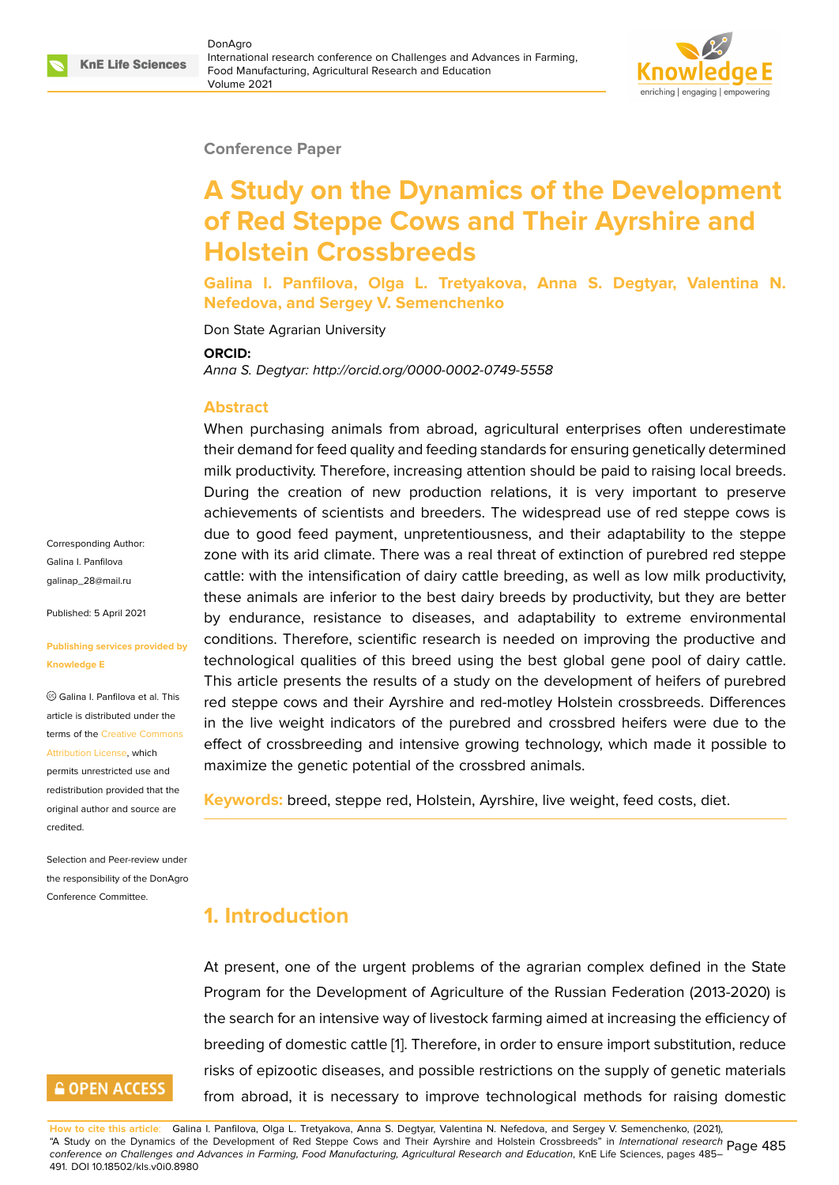Conference Paper

# A Study on the Dynamics of the Development of Red Steppe Cows and Their Ayrshire and Holstein Crossbreeds

**Galina I. Panfilova, Olga L. Tretyakova, Anna S. Degtyar, Valentina N. Nefedova, and Sergey V. Semenchenko**

Don State Agrarian University

**ORCID:**

*Anna S. Degtyar: http://orcid.org/0000-0002-0749-5558*

Corresponding Author: Galina I. Panfilova galinap_28@mail.ru

Published: 5 April 2021

**Publishing services provided by Knowledge E**

© Galina I. Panfilova et al. This article is distributed under the terms of the Creative Commons Attribution License, which permits unrestricted use and redistribution provided that the original author and source are credited.

Selection and Peer-review under the responsibility of the DonAgro Conference Committee.

## Abstract

When purchasing animals from abroad, agricultural enterprises often underestimate their demand for feed quality and feeding standards for ensuring genetically determined milk productivity. Therefore, increasing attention should be paid to raising local breeds. During the creation of new production relations, it is very important to preserve achievements of scientists and breeders. The widespread use of red steppe cows is due to good feed payment, unpretentiousness, and their adaptability to the steppe zone with its arid climate. There was a real threat of extinction of purebred red steppe cattle: with the intensification of dairy cattle breeding, as well as low milk productivity, these animals are inferior to the best dairy breeds by productivity, but they are better by endurance, resistance to diseases, and adaptability to extreme environmental conditions. Therefore, scientific research is needed on improving the productive and technological qualities of this breed using the best global gene pool of dairy cattle. This article presents the results of a study on the development of heifers of purebred red steppe cows and their Ayrshire and red-motley Holstein crossbreeds. Differences in the live weight indicators of the purebred and crossbred heifers were due to the effect of crossbreeding and intensive growing technology, which made it possible to maximize the genetic potential of the crossbred animals.

**Keywords:** breed, steppe red, Holstein, Ayrshire, live weight, feed costs, diet.

## 1. Introduction

At present, one of the urgent problems of the agrarian complex defined in the State Program for the Development of Agriculture of the Russian Federation (2013-2020) is the search for an intensive way of livestock farming aimed at increasing the efficiency of breeding of domestic cattle [1]. Therefore, in order to ensure import substitution, reduce risks of epizootic diseases, and possible restrictions on the supply of genetic materials from abroad, it is necessary to improve technological methods for raising domestic

**How to cite this article**: Galina I. Panfilova, Olga L. Tretyakova, Anna S. Degtyar, Valentina N. Nefedova, and Sergey V. Semenchenko, (2021), "A Study on the Dynamics of the Development of Red Steppe Cows and Their Ayrshire and Holstein Crossbreeds" in *International research conference on Challenges and Advances in Farming, Food Manufacturing, Agricultural Research and Education*, KnE Life Sciences, pages 485–491. DOI 10.18502/kls.v0i0.8980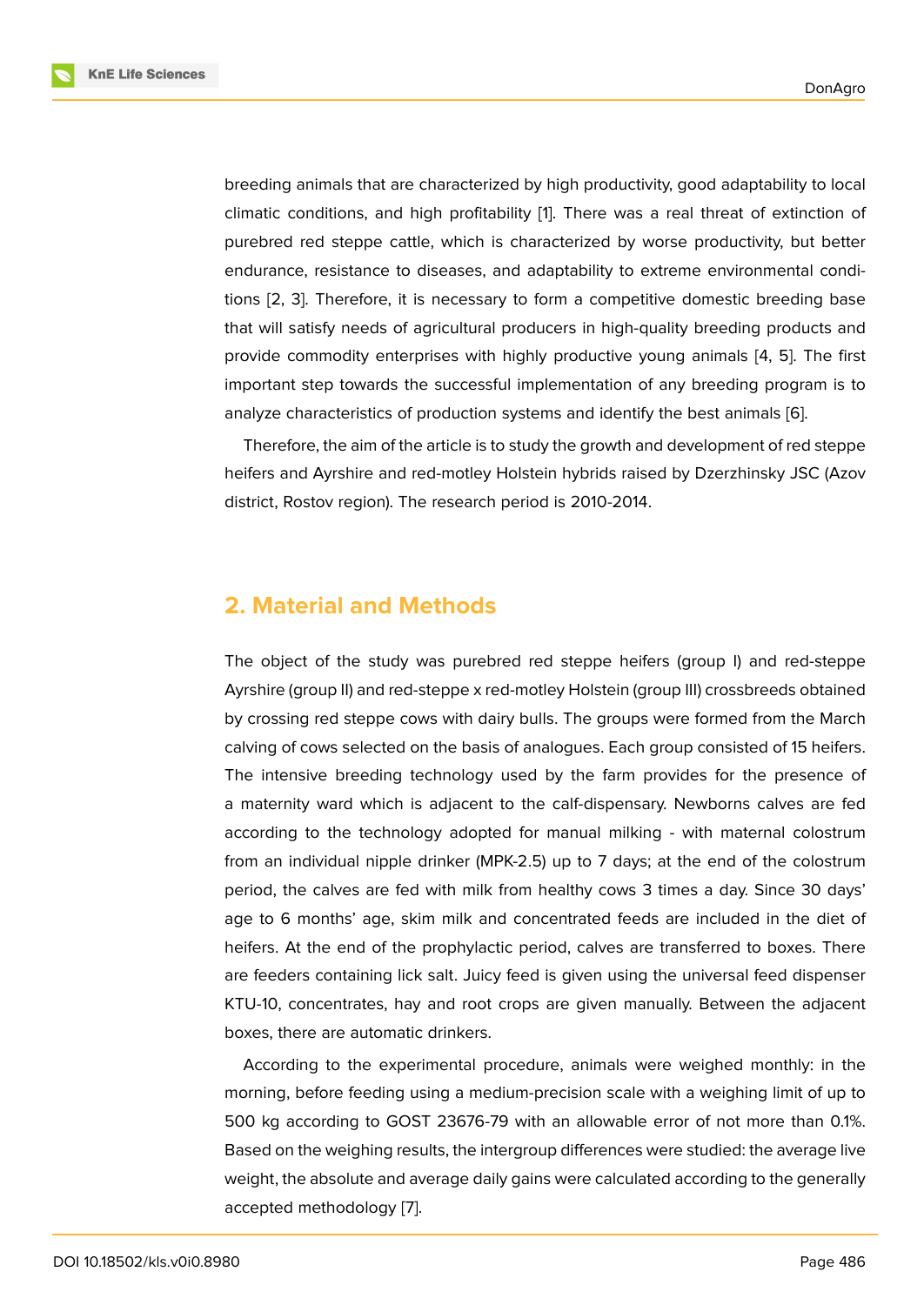breeding animals that are characterized by high productivity, good adaptability to local climatic conditions, and high profitability [1]. There was a real threat of extinction of purebred red steppe cattle, which is characterized by worse productivity, but better endurance, resistance to diseases, and adaptability to extreme environmental conditions [2, 3]. Therefore, it is necessary to form a competitive domestic breeding base that will satisfy needs of agricultural producers in high-quality breeding products and provide commodity enterprises with highly productive young animals [4, 5]. The first important step towards the successful implementation of any breeding program is to analyze characteristics of production systems and identify the best animals [6].

Therefore, the aim of the article is to study the growth and development of red steppe heifers and Ayrshire and red-motley Holstein hybrids raised by Dzerzhinsky JSC (Azov district, Rostov region). The research period is 2010-2014.

## 2. Material and Methods

The object of the study was purebred red steppe heifers (group I) and red-steppe Ayrshire (group II) and red-steppe x red-motley Holstein (group III) crossbreeds obtained by crossing red steppe cows with dairy bulls. The groups were formed from the March calving of cows selected on the basis of analogues. Each group consisted of 15 heifers. The intensive breeding technology used by the farm provides for the presence of a maternity ward which is adjacent to the calf-dispensary. Newborns calves are fed according to the technology adopted for manual milking - with maternal colostrum from an individual nipple drinker (MPK-2.5) up to 7 days; at the end of the colostrum period, the calves are fed with milk from healthy cows 3 times a day. Since 30 days' age to 6 months' age, skim milk and concentrated feeds are included in the diet of heifers. At the end of the prophylactic period, calves are transferred to boxes. There are feeders containing lick salt. Juicy feed is given using the universal feed dispenser KTU-10, concentrates, hay and root crops are given manually. Between the adjacent boxes, there are automatic drinkers.

According to the experimental procedure, animals were weighed monthly: in the morning, before feeding using a medium-precision scale with a weighing limit of up to 500 kg according to GOST 23676-79 with an allowable error of not more than 0.1%. Based on the weighing results, the intergroup differences were studied: the average live weight, the absolute and average daily gains were calculated according to the generally accepted methodology [7].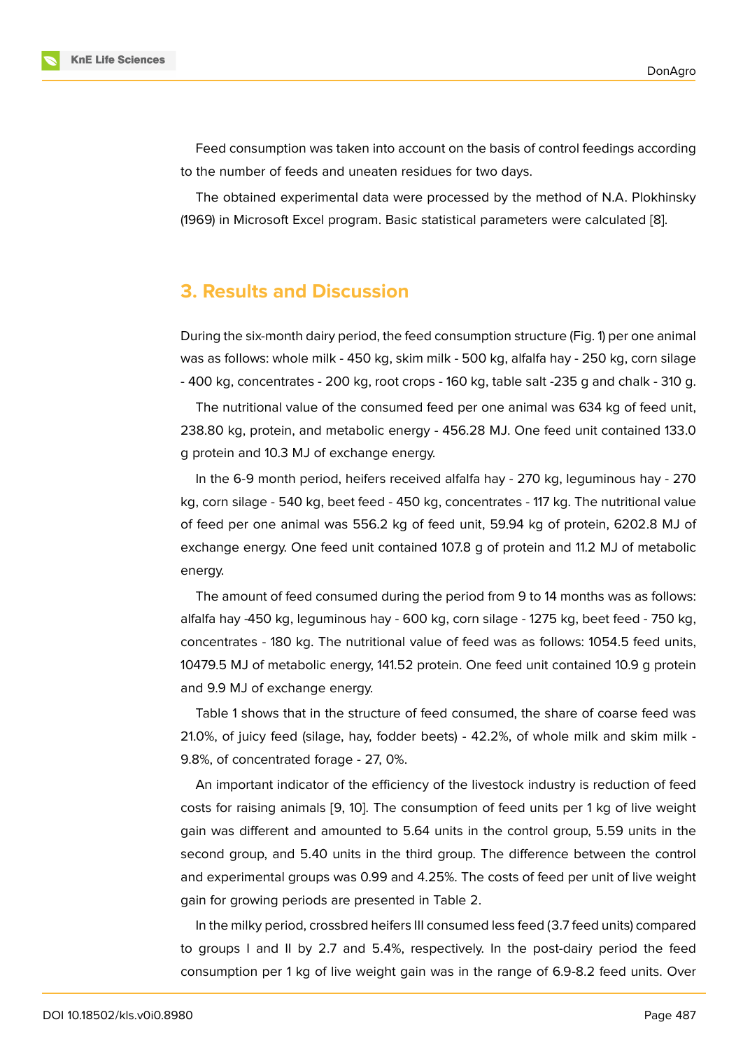Feed consumption was taken into account on the basis of control feedings according to the number of feeds and uneaten residues for two days.

The obtained experimental data were processed by the method of N.A. Plokhinsky (1969) in Microsoft Excel program. Basic statistical parameters were calculated [8].

## 3. Results and Discussion

During the six-month dairy period, the feed consumption structure (Fig. 1) per one animal was as follows: whole milk - 450 kg, skim milk - 500 kg, alfalfa hay - 250 kg, corn silage - 400 kg, concentrates - 200 kg, root crops - 160 kg, table salt -235 g and chalk - 310 g.

The nutritional value of the consumed feed per one animal was 634 kg of feed unit, 238.80 kg, protein, and metabolic energy - 456.28 MJ. One feed unit contained 133.0 g protein and 10.3 MJ of exchange energy.

In the 6-9 month period, heifers received alfalfa hay - 270 kg, leguminous hay - 270 kg, corn silage - 540 kg, beet feed - 450 kg, concentrates - 117 kg. The nutritional value of feed per one animal was 556.2 kg of feed unit, 59.94 kg of protein, 6202.8 MJ of exchange energy. One feed unit contained 107.8 g of protein and 11.2 MJ of metabolic energy.

The amount of feed consumed during the period from 9 to 14 months was as follows: alfalfa hay -450 kg, leguminous hay - 600 kg, corn silage - 1275 kg, beet feed - 750 kg, concentrates - 180 kg. The nutritional value of feed was as follows: 1054.5 feed units, 10479.5 MJ of metabolic energy, 141.52 protein. One feed unit contained 10.9 g protein and 9.9 MJ of exchange energy.

Table 1 shows that in the structure of feed consumed, the share of coarse feed was 21.0%, of juicy feed (silage, hay, fodder beets) - 42.2%, of whole milk and skim milk - 9.8%, of concentrated forage - 27, 0%.

An important indicator of the efficiency of the livestock industry is reduction of feed costs for raising animals [9, 10]. The consumption of feed units per 1 kg of live weight gain was different and amounted to 5.64 units in the control group, 5.59 units in the second group, and 5.40 units in the third group. The difference between the control and experimental groups was 0.99 and 4.25%. The costs of feed per unit of live weight gain for growing periods are presented in Table 2.

In the milky period, crossbred heifers III consumed less feed (3.7 feed units) compared to groups I and II by 2.7 and 5.4%, respectively. In the post-dairy period the feed consumption per 1 kg of live weight gain was in the range of 6.9-8.2 feed units. Over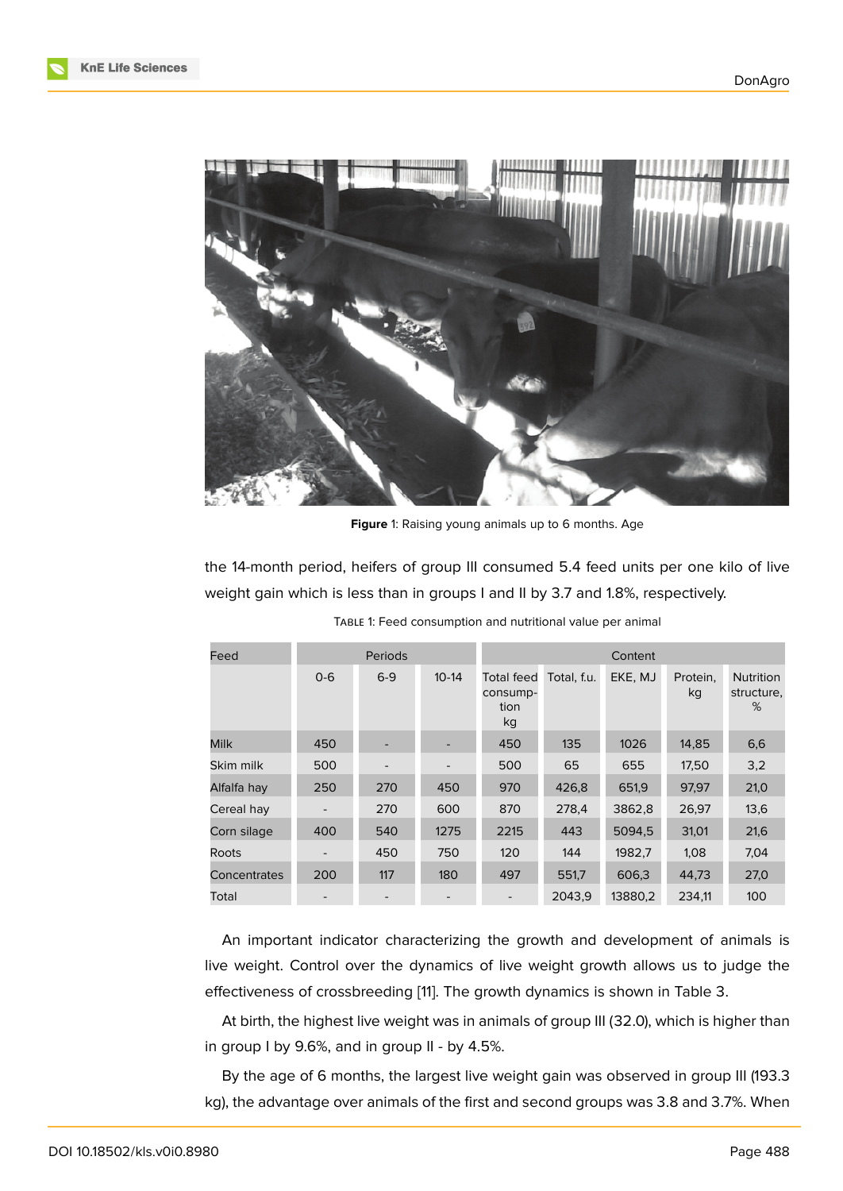Figure 1: Raising young animals up to 6 months. Age

the 14-month period, heifers of group III consumed 5.4 feed units per one kilo of live weight gain which is less than in groups I and II by 3.7 and 1.8%, respectively.

Table 1: Feed consumption and nutritional value per animal

| Feed | Periods | | | Content | | | | |
|---|---|---|---|---|---|---|---|---|
| | 0-6 | 6-9 | 10-14 | Total feed consumption kg | Total, f.u. | EKE, MJ | Protein, kg | Nutrition structure, % |
| Milk | 450 | - | - | 450 | 135 | 1026 | 14,85 | 6,6 |
| Skim milk | 500 | - | - | 500 | 65 | 655 | 17,50 | 3,2 |
| Alfalfa hay | 250 | 270 | 450 | 970 | 426,8 | 651,9 | 97,97 | 21,0 |
| Cereal hay | - | 270 | 600 | 870 | 278,4 | 3862,8 | 26,97 | 13,6 |
| Corn silage | 400 | 540 | 1275 | 2215 | 443 | 5094,5 | 31,01 | 21,6 |
| Roots | - | 450 | 750 | 120 | 144 | 1982,7 | 1,08 | 7,04 |
| Concentrates | 200 | 117 | 180 | 497 | 551,7 | 606,3 | 44,73 | 27,0 |
| Total | - | - | - | - | 2043,9 | 13880,2 | 234,11 | 100 |

An important indicator characterizing the growth and development of animals is live weight. Control over the dynamics of live weight growth allows us to judge the effectiveness of crossbreeding [11]. The growth dynamics is shown in Table 3.

At birth, the highest live weight was in animals of group III (32.0), which is higher than in group I by 9.6%, and in group II - by 4.5%.

By the age of 6 months, the largest live weight gain was observed in group III (193.3 kg), the advantage over animals of the first and second groups was 3.8 and 3.7%. When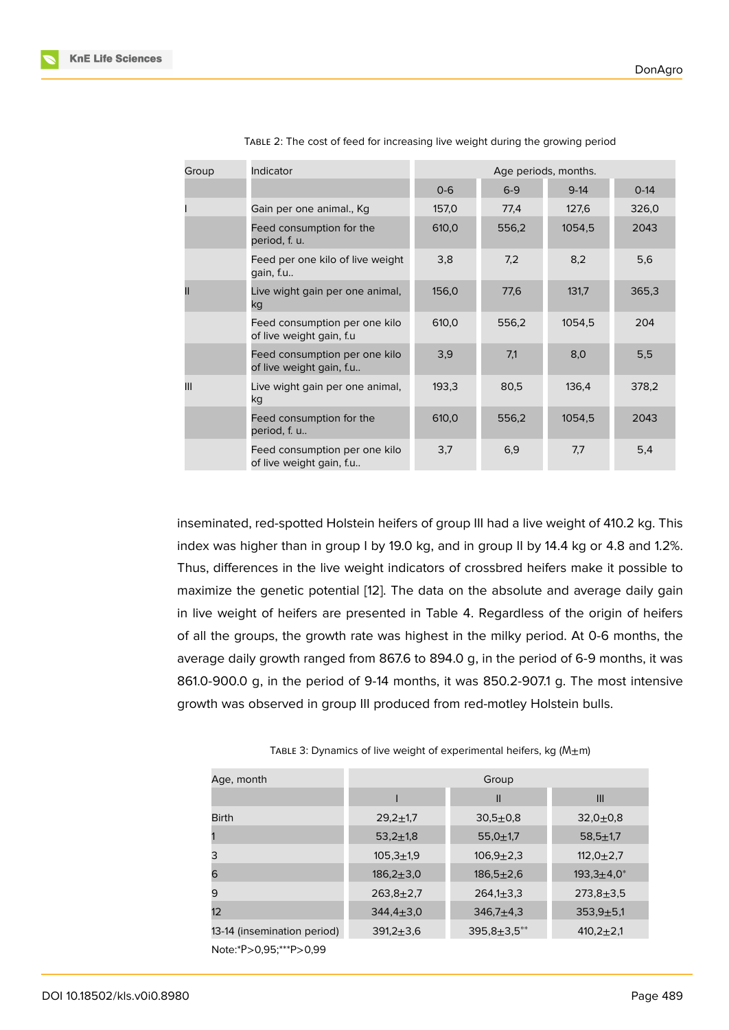TABLE 2: The cost of feed for increasing live weight during the growing period

| Group | Indicator | Age periods, months. | | | |
|---|---|---|---|---|---|
| | | 0-6 | 6-9 | 9-14 | 0-14 |
| I | Gain per one animal., Kg | 157,0 | 77,4 | 127,6 | 326,0 |
| | Feed consumption for the period, f. u. | 610,0 | 556,2 | 1054,5 | 2043 |
| | Feed per one kilo of live weight gain, f.u.. | 3,8 | 7,2 | 8,2 | 5,6 |
| II | Live wight gain per one animal, kg | 156,0 | 77,6 | 131,7 | 365,3 |
| | Feed consumption per one kilo of live weight gain, f.u | 610,0 | 556,2 | 1054,5 | 204 |
| | Feed consumption per one kilo of live weight gain, f.u.. | 3,9 | 7,1 | 8,0 | 5,5 |
| III | Live wight gain per one animal, kg | 193,3 | 80,5 | 136,4 | 378,2 |
| | Feed consumption for the period, f. u.. | 610,0 | 556,2 | 1054,5 | 2043 |
| | Feed consumption per one kilo of live weight gain, f.u.. | 3,7 | 6,9 | 7,7 | 5,4 |

inseminated, red-spotted Holstein heifers of group III had a live weight of 410.2 kg. This index was higher than in group I by 19.0 kg, and in group II by 14.4 kg or 4.8 and 1.2%. Thus, differences in the live weight indicators of crossbred heifers make it possible to maximize the genetic potential [12]. The data on the absolute and average daily gain in live weight of heifers are presented in Table 4. Regardless of the origin of heifers of all the groups, the growth rate was highest in the milky period. At 0-6 months, the average daily growth ranged from 867.6 to 894.0 g, in the period of 6-9 months, it was 861.0-900.0 g, in the period of 9-14 months, it was 850.2-907.1 g. The most intensive growth was observed in group III produced from red-motley Holstein bulls.

TABLE 3: Dynamics of live weight of experimental heifers, kg ($M \pm m$)

| Age, month | Group | | |
|---|---|---|---|
| | I | II | III |
| Birth | 29,2±1,7 | 30,5±0,8 | 32,0±0,8 |
| 1 | 53,2±1,8 | 55,0±1,7 | 58,5±1,7 |
| 3 | 105,3±1,9 | 106,9±2,3 | 112,0±2,7 |
| 6 | 186,2±3,0 | 186,5±2,6 | 193,3±4,0* |
| 9 | 263,8±2,7 | 264,1±3,3 | 273,8±3,5 |
| 12 | 344,4±3,0 | 346,7±4,3 | 353,9±5,1 |
| 13-14 (insemination period) | 391,2±3,6 | 395,8±3,5** | 410,2±2,1 |

Note:*P>0,95;***P>0,99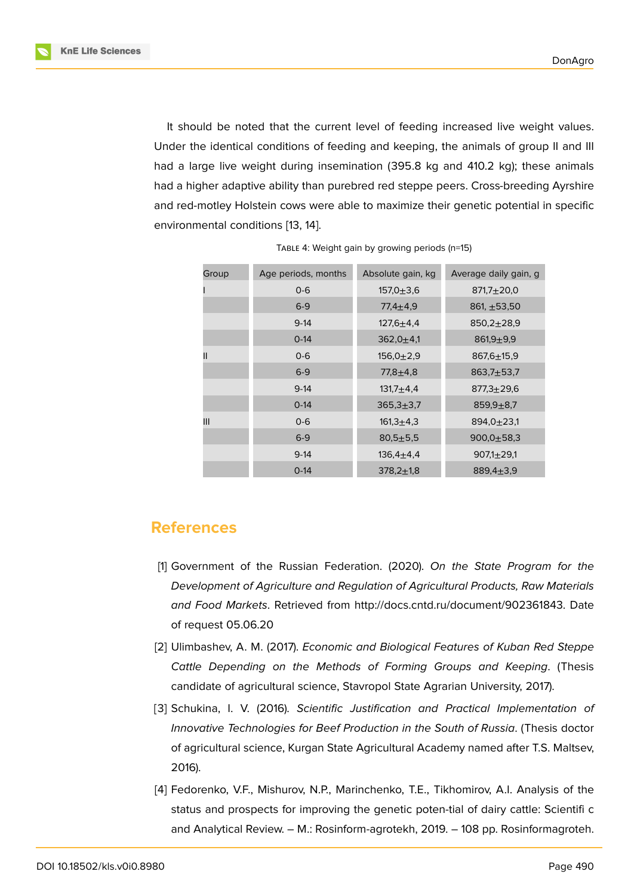It should be noted that the current level of feeding increased live weight values. Under the identical conditions of feeding and keeping, the animals of group II and III had a large live weight during insemination (395.8 kg and 410.2 kg); these animals had a higher adaptive ability than purebred red steppe peers. Cross-breeding Ayrshire and red-motley Holstein cows were able to maximize their genetic potential in specific environmental conditions [13, 14].

Table 4: Weight gain by growing periods (n=15)

| Group | Age periods, months | Absolute gain, kg | Average daily gain, g |
|---|---|---|---|
| I | 0-6 | 157,0±3,6 | 871,7±20,0 |
| | 6-9 | 77,4±4,9 | 861, ±53,50 |
| | 9-14 | 127,6±4,4 | 850,2±28,9 |
| | 0-14 | 362,0±4,1 | 861,9±9,9 |
| II | 0-6 | 156,0±2,9 | 867,6±15,9 |
| | 6-9 | 77,8±4,8 | 863,7±53,7 |
| | 9-14 | 131,7±4,4 | 877,3±29,6 |
| | 0-14 | 365,3±3,7 | 859,9±8,7 |
| III | 0-6 | 161,3±4,3 | 894,0±23,1 |
| | 6-9 | 80,5±5,5 | 900,0±58,3 |
| | 9-14 | 136,4±4,4 | 907,1±29,1 |
| | 0-14 | 378,2±1,8 | 889,4±3,9 |

## References

[1] Government of the Russian Federation. (2020). *On the State Program for the Development of Agriculture and Regulation of Agricultural Products, Raw Materials and Food Markets*. Retrieved from http://docs.cntd.ru/document/902361843. Date of request 05.06.20

[2] Ulimbashev, A. M. (2017). *Economic and Biological Features of Kuban Red Steppe Cattle Depending on the Methods of Forming Groups and Keeping*. (Thesis candidate of agricultural science, Stavropol State Agrarian University, 2017).

[3] Schukina, I. V. (2016). *Scientific Justification and Practical Implementation of Innovative Technologies for Beef Production in the South of Russia*. (Thesis doctor of agricultural science, Kurgan State Agricultural Academy named after T.S. Maltsev, 2016).

[4] Fedorenko, V.F., Mishurov, N.P., Marinchenko, T.E., Tikhomirov, A.I. Analysis of the status and prospects for improving the genetic poten-tial of dairy cattle: Scientifi c and Analytical Review. – M.: Rosinform-agrotekh, 2019. – 108 pp. Rosinformagroteh.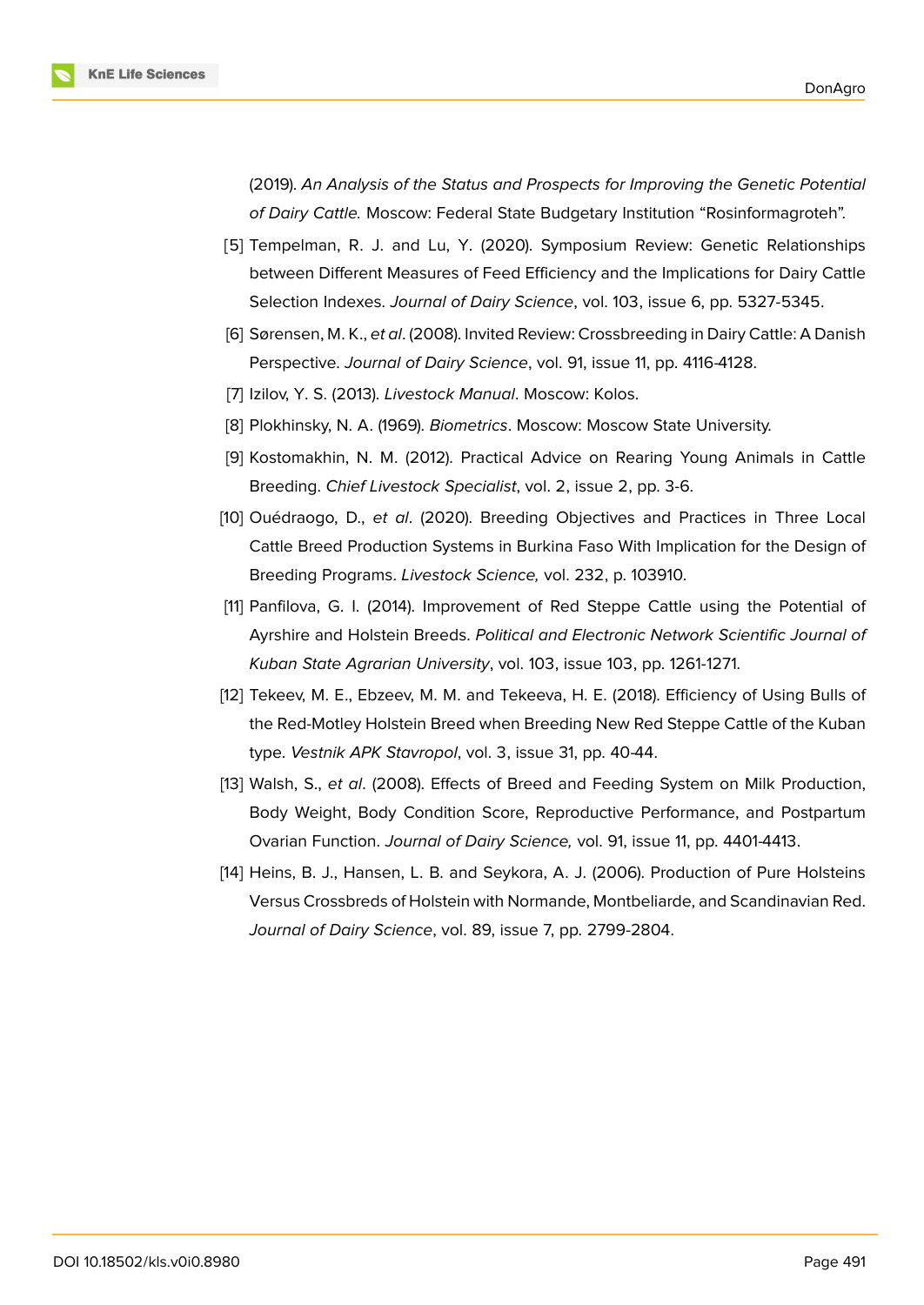(2019). *An Analysis of the Status and Prospects for Improving the Genetic Potential of Dairy Cattle.* Moscow: Federal State Budgetary Institution “Rosinformagroteh”.

[5] Tempelman, R. J. and Lu, Y. (2020). Symposium Review: Genetic Relationships between Different Measures of Feed Efficiency and the Implications for Dairy Cattle Selection Indexes. *Journal of Dairy Science*, vol. 103, issue 6, pp. 5327-5345.

[6] Sørensen, M. K., *et al*. (2008). Invited Review: Crossbreeding in Dairy Cattle: A Danish Perspective. *Journal of Dairy Science*, vol. 91, issue 11, pp. 4116-4128.

[7] Izilov, Y. S. (2013). *Livestock Manual*. Moscow: Kolos.

[8] Plokhinsky, N. A. (1969). *Biometrics*. Moscow: Moscow State University.

[9] Kostomakhin, N. M. (2012). Practical Advice on Rearing Young Animals in Cattle Breeding. *Chief Livestock Specialist*, vol. 2, issue 2, pp. 3-6.

[10] Ouédraogo, D., *et al*. (2020). Breeding Objectives and Practices in Three Local Cattle Breed Production Systems in Burkina Faso With Implication for the Design of Breeding Programs. *Livestock Science,* vol. 232, p. 103910.

[11] Panfilova, G. I. (2014). Improvement of Red Steppe Cattle using the Potential of Ayrshire and Holstein Breeds. *Political and Electronic Network Scientific Journal of Kuban State Agrarian University*, vol. 103, issue 103, pp. 1261-1271.

[12] Tekeev, M. E., Ebzeev, M. M. and Tekeeva, H. E. (2018). Efficiency of Using Bulls of the Red-Motley Holstein Breed when Breeding New Red Steppe Cattle of the Kuban type. *Vestnik APK Stavropol*, vol. 3, issue 31, pp. 40-44.

[13] Walsh, S., *et al*. (2008). Effects of Breed and Feeding System on Milk Production, Body Weight, Body Condition Score, Reproductive Performance, and Postpartum Ovarian Function. *Journal of Dairy Science,* vol. 91, issue 11, pp. 4401-4413.

[14] Heins, B. J., Hansen, L. B. and Seykora, A. J. (2006). Production of Pure Holsteins Versus Crossbreds of Holstein with Normande, Montbeliarde, and Scandinavian Red. *Journal of Dairy Science*, vol. 89, issue 7, pp. 2799-2804.